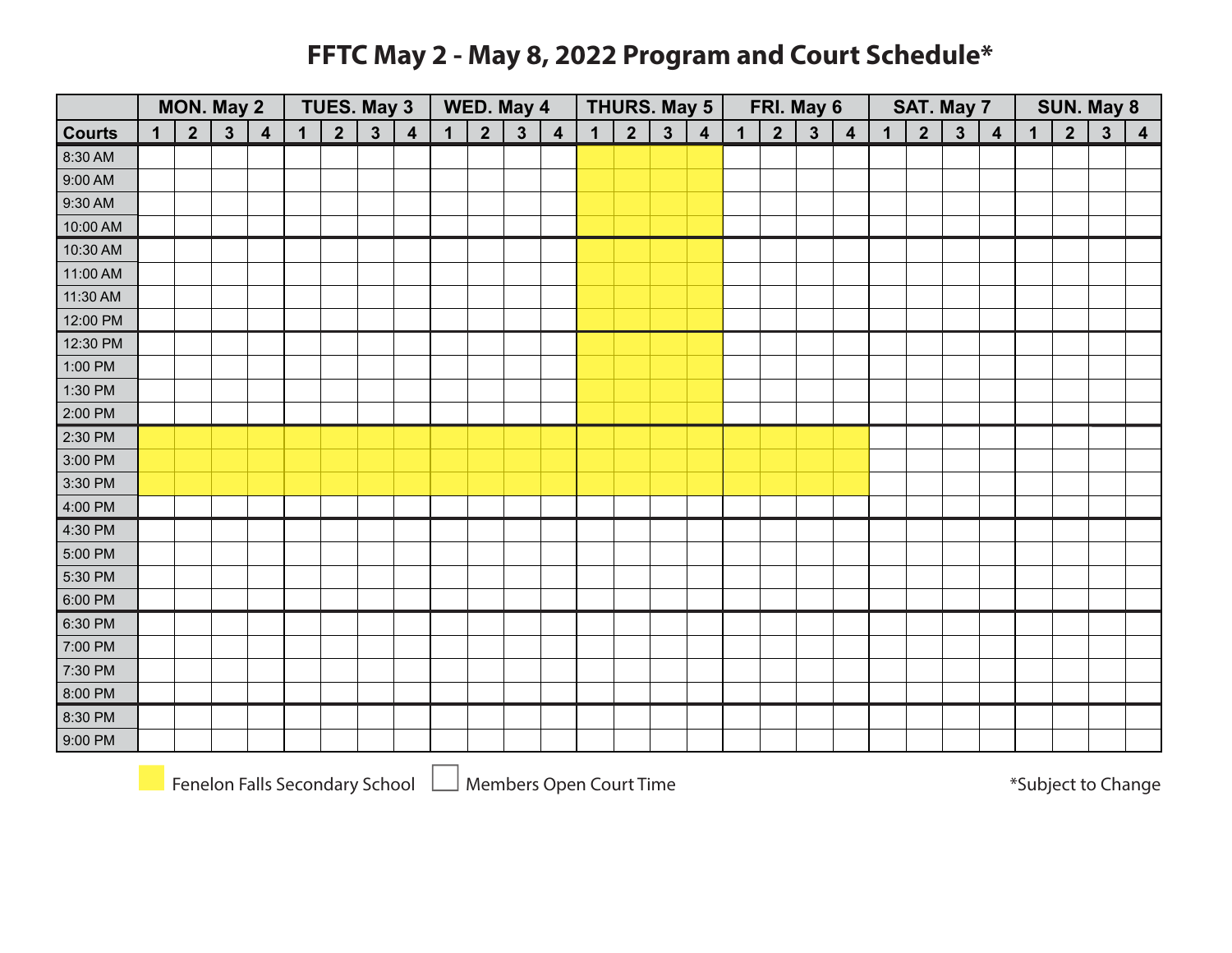# FFTC May 2 - May 8, 2022 Program and Court Schedule*

| | MON. May 2 | | | | TUES. May 3 | | | | WED. May 4 | | | | THURS. May 5 | | | | FRI. May 6 | | | | SAT. May 7 | | | | SUN. May 8 | | | |
|---|---|---|---|---|---|---|---|---|---|---|---|---|---|---|---|---|---|---|---|---|---|---|---|---|---|---|---|---|
| **Courts** | **1** | **2** | **3** | **4** | **1** | **2** | **3** | **4** | **1** | **2** | **3** | **4** | **1** | **2** | **3** | **4** | **1** | **2** | **3** | **4** | **1** | **2** | **3** | **4** | **1** | **2** | **3** | **4** |
| 8:30 AM | | | | | | | | | | | | | ■ | ■ | ■ | ■ | | | | | | | | | | | | |
| 9:00 AM | | | | | | | | | | | | | ■ | ■ | ■ | ■ | | | | | | | | | | | | |
| 9:30 AM | | | | | | | | | | | | | ■ | ■ | ■ | ■ | | | | | | | | | | | | |
| 10:00 AM | | | | | | | | | | | | | ■ | ■ | ■ | ■ | | | | | | | | | | | | |
| 10:30 AM | | | | | | | | | | | | | ■ | ■ | ■ | ■ | | | | | | | | | | | | |
| 11:00 AM | | | | | | | | | | | | | ■ | ■ | ■ | ■ | | | | | | | | | | | | |
| 11:30 AM | | | | | | | | | | | | | ■ | ■ | ■ | ■ | | | | | | | | | | | | |
| 12:00 PM | | | | | | | | | | | | | ■ | ■ | ■ | ■ | | | | | | | | | | | | |
| 12:30 PM | | | | | | | | | | | | | ■ | ■ | ■ | ■ | | | | | | | | | | | | |
| 1:00 PM | | | | | | | | | | | | | ■ | ■ | ■ | ■ | | | | | | | | | | | | |
| 1:30 PM | | | | | | | | | | | | | ■ | ■ | ■ | ■ | | | | | | | | | | | | |
| 2:00 PM | | | | | | | | | | | | | ■ | ■ | ■ | ■ | | | | | | | | | | | | |
| 2:30 PM | ■ | ■ | ■ | ■ | ■ | ■ | ■ | ■ | ■ | ■ | ■ | ■ | ■ | ■ | ■ | ■ | ■ | ■ | ■ | ■ | | | | | | | | |
| 3:00 PM | ■ | ■ | ■ | ■ | ■ | ■ | ■ | ■ | ■ | ■ | ■ | ■ | ■ | ■ | ■ | ■ | ■ | ■ | ■ | ■ | | | | | | | | |
| 3:30 PM | ■ | ■ | ■ | ■ | ■ | ■ | ■ | ■ | ■ | ■ | ■ | ■ | ■ | ■ | ■ | ■ | ■ | ■ | ■ | ■ | | | | | | | | |
| 4:00 PM | | | | | | | | | | | | | | | | | | | | | | | | | | | | |
| 4:30 PM | | | | | | | | | | | | | | | | | | | | | | | | | | | | |
| 5:00 PM | | | | | | | | | | | | | | | | | | | | | | | | | | | | |
| 5:30 PM | | | | | | | | | | | | | | | | | | | | | | | | | | | | |
| 6:00 PM | | | | | | | | | | | | | | | | | | | | | | | | | | | | |
| 6:30 PM | | | | | | | | | | | | | | | | | | | | | | | | | | | | |
| 7:00 PM | | | | | | | | | | | | | | | | | | | | | | | | | | | | |
| 7:30 PM | | | | | | | | | | | | | | | | | | | | | | | | | | | | |
| 8:00 PM | | | | | | | | | | | | | | | | | | | | | | | | | | | | |
| 8:30 PM | | | | | | | | | | | | | | | | | | | | | | | | | | | | |
| 9:00 PM | | | | | | | | | | | | | | | | | | | | | | | | | | | | |

■ Fenelon Falls Secondary School  □ Members Open Court Time

*Subject to Change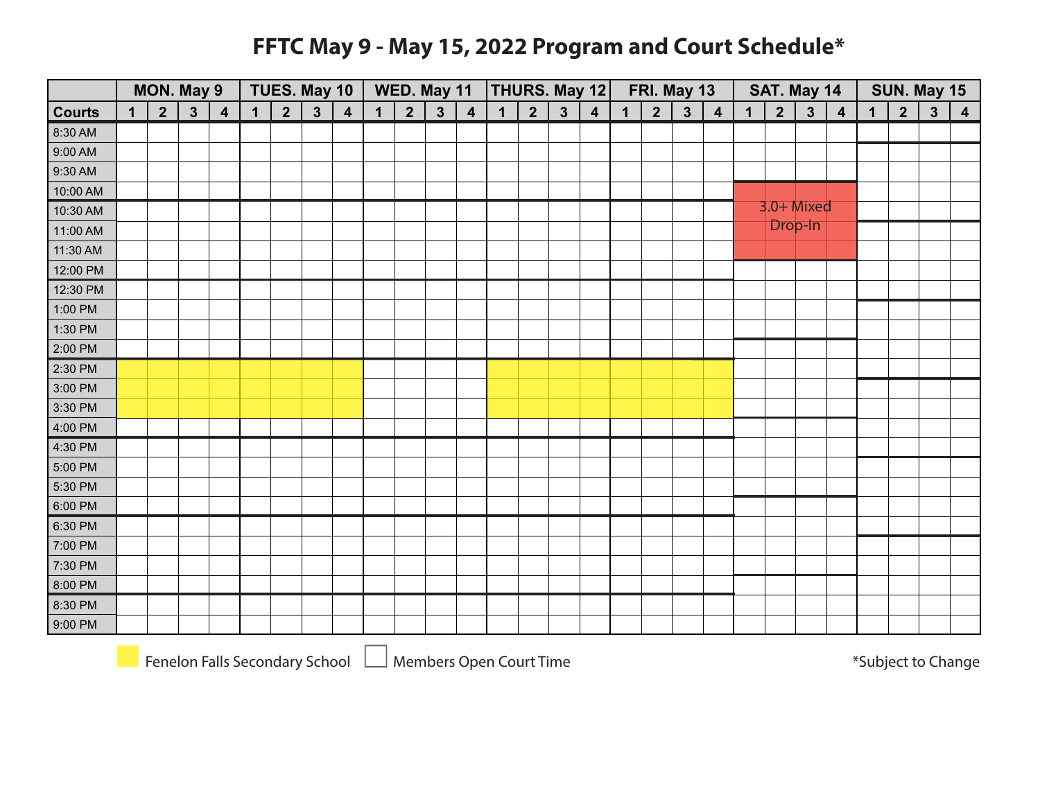# FFTC May 9 - May 15, 2022 Program and Court Schedule*

| | MON. May 9 | | | | TUES. May 10 | | | | WED. May 11 | | | | THURS. May 12 | | | | FRI. May 13 | | | | SAT. May 14 | | | | SUN. May 15 | | | |
|---|---|---|---|---|---|---|---|---|---|---|---|---|---|---|---|---|---|---|---|---|---|---|---|---|---|---|---|---|
| **Courts** | 1 | 2 | 3 | 4 | 1 | 2 | 3 | 4 | 1 | 2 | 3 | 4 | 1 | 2 | 3 | 4 | 1 | 2 | 3 | 4 | 1 | 2 | 3 | 4 | 1 | 2 | 3 | 4 |
| 8:30 AM | | | | | | | | | | | | | | | | | | | | | | | | | | | | |
| 9:00 AM | | | | | | | | | | | | | | | | | | | | | | | | | | | | |
| 9:30 AM | | | | | | | | | | | | | | | | | | | | | | | | | | | | |
| 10:00 AM | | | | | | | | | | | | | | | | | | | | | 3.0+ Mixed Drop-In | 3.0+ Mixed Drop-In | 3.0+ Mixed Drop-In | 3.0+ Mixed Drop-In | | | | |
| 10:30 AM | | | | | | | | | | | | | | | | | | | | | 3.0+ Mixed Drop-In | 3.0+ Mixed Drop-In | 3.0+ Mixed Drop-In | 3.0+ Mixed Drop-In | | | | |
| 11:00 AM | | | | | | | | | | | | | | | | | | | | | 3.0+ Mixed Drop-In | 3.0+ Mixed Drop-In | 3.0+ Mixed Drop-In | 3.0+ Mixed Drop-In | | | | |
| 11:30 AM | | | | | | | | | | | | | | | | | | | | | 3.0+ Mixed Drop-In | 3.0+ Mixed Drop-In | 3.0+ Mixed Drop-In | 3.0+ Mixed Drop-In | | | | |
| 12:00 PM | | | | | | | | | | | | | | | | | | | | | | | | | | | | |
| 12:30 PM | | | | | | | | | | | | | | | | | | | | | | | | | | | | |
| 1:00 PM | | | | | | | | | | | | | | | | | | | | | | | | | | | | |
| 1:30 PM | | | | | | | | | | | | | | | | | | | | | | | | | | | | |
| 2:00 PM | | | | | | | | | | | | | | | | | | | | | | | | | | | | |
| 2:30 PM | FFSS | FFSS | FFSS | FFSS | FFSS | FFSS | FFSS | FFSS | | | | | FFSS | FFSS | FFSS | FFSS | FFSS | FFSS | FFSS | FFSS | | | | | | | | |
| 3:00 PM | FFSS | FFSS | FFSS | FFSS | FFSS | FFSS | FFSS | FFSS | | | | | FFSS | FFSS | FFSS | FFSS | FFSS | FFSS | FFSS | FFSS | | | | | | | | |
| 3:30 PM | FFSS | FFSS | FFSS | FFSS | FFSS | FFSS | FFSS | FFSS | | | | | FFSS | FFSS | FFSS | FFSS | FFSS | FFSS | FFSS | FFSS | | | | | | | | |
| 4:00 PM | | | | | | | | | | | | | | | | | | | | | | | | | | | | |
| 4:30 PM | | | | | | | | | | | | | | | | | | | | | | | | | | | | |
| 5:00 PM | | | | | | | | | | | | | | | | | | | | | | | | | | | | |
| 5:30 PM | | | | | | | | | | | | | | | | | | | | | | | | | | | | |
| 6:00 PM | | | | | | | | | | | | | | | | | | | | | | | | | | | | |
| 6:30 PM | | | | | | | | | | | | | | | | | | | | | | | | | | | | |
| 7:00 PM | | | | | | | | | | | | | | | | | | | | | | | | | | | | |
| 7:30 PM | | | | | | | | | | | | | | | | | | | | | | | | | | | | |
| 8:00 PM | | | | | | | | | | | | | | | | | | | | | | | | | | | | |
| 8:30 PM | | | | | | | | | | | | | | | | | | | | | | | | | | | | |
| 9:00 PM | | | | | | | | | | | | | | | | | | | | | | | | | | | | |

FFSS = Fenelon Falls Secondary School (yellow)

Blank = Members Open Court Time

*Subject to Change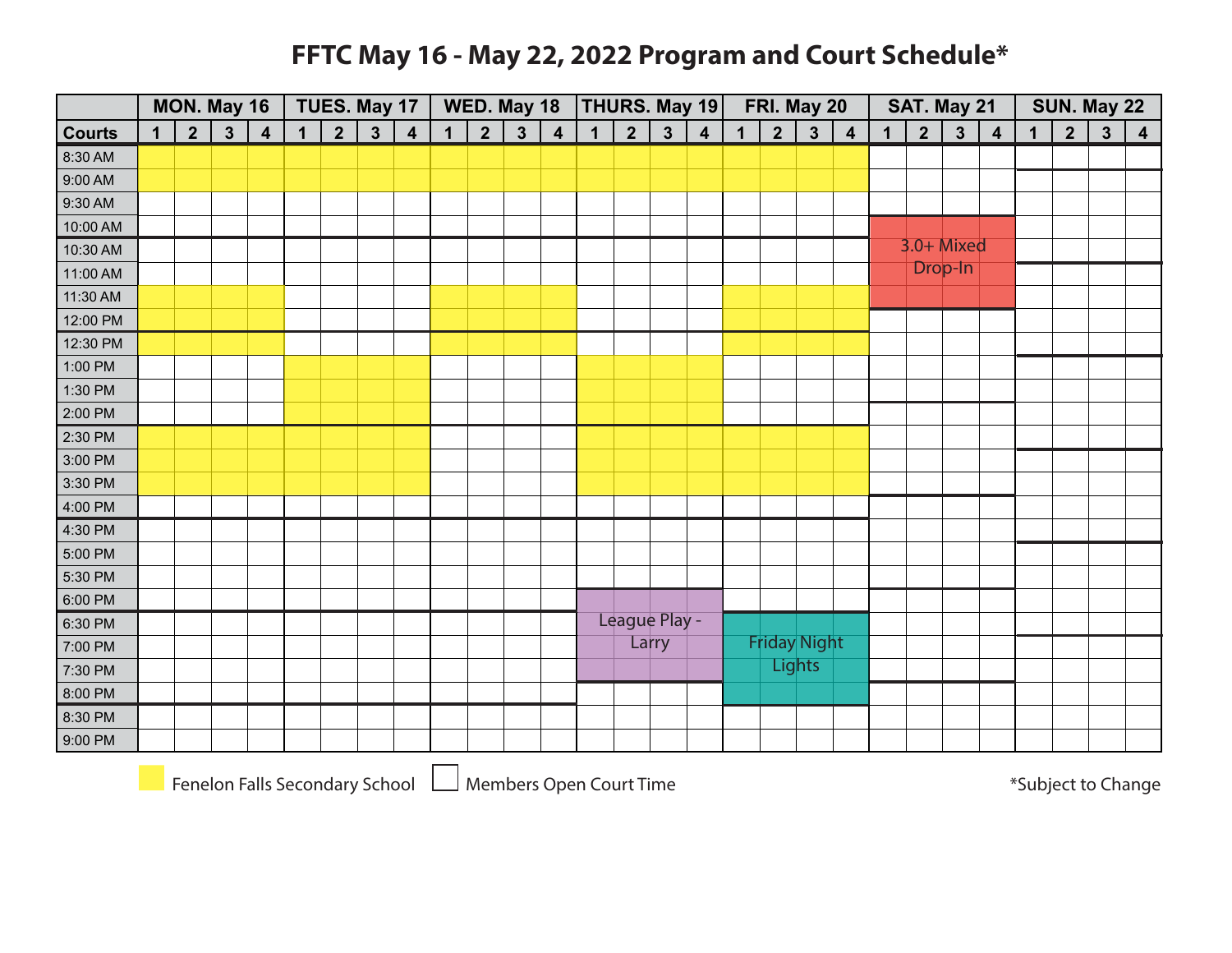# FFTC May 16 - May 22, 2022 Program and Court Schedule*

Courts 1–4 for each day.

| Time | MON. May 16 | TUES. May 17 | WED. May 18 | THURS. May 19 | FRI. May 20 | SAT. May 21 | SUN. May 22 |
|---|---|---|---|---|---|---|---|
| 8:30 AM | Fenelon Falls Secondary School | Fenelon Falls Secondary School | Fenelon Falls Secondary School | Fenelon Falls Secondary School | Fenelon Falls Secondary School | | |
| 9:00 AM | Fenelon Falls Secondary School | Fenelon Falls Secondary School | Fenelon Falls Secondary School | Fenelon Falls Secondary School | Fenelon Falls Secondary School | | |
| 9:30 AM | | | | | | | |
| 10:00 AM | | | | | | 3.0+ Mixed Drop-In | |
| 10:30 AM | | | | | | 3.0+ Mixed Drop-In | |
| 11:00 AM | | | | | | 3.0+ Mixed Drop-In | |
| 11:30 AM | Fenelon Falls Secondary School | | Fenelon Falls Secondary School | | Fenelon Falls Secondary School | | |
| 12:00 PM | Fenelon Falls Secondary School | | Fenelon Falls Secondary School | | Fenelon Falls Secondary School | | |
| 12:30 PM | Fenelon Falls Secondary School | | Fenelon Falls Secondary School | | Fenelon Falls Secondary School | | |
| 1:00 PM | | Fenelon Falls Secondary School | | Fenelon Falls Secondary School | | | |
| 1:30 PM | | Fenelon Falls Secondary School | | Fenelon Falls Secondary School | | | |
| 2:00 PM | | Fenelon Falls Secondary School | | Fenelon Falls Secondary School | | | |
| 2:30 PM | Fenelon Falls Secondary School | Fenelon Falls Secondary School | | Fenelon Falls Secondary School | Fenelon Falls Secondary School | | |
| 3:00 PM | Fenelon Falls Secondary School | Fenelon Falls Secondary School | | Fenelon Falls Secondary School | Fenelon Falls Secondary School | | |
| 3:30 PM | Fenelon Falls Secondary School | Fenelon Falls Secondary School | | Fenelon Falls Secondary School | Fenelon Falls Secondary School | | |
| 4:00 PM | | | | | | | |
| 4:30 PM | | | | | | | |
| 5:00 PM | | | | | | | |
| 5:30 PM | | | | | | | |
| 6:00 PM | | | | League Play - Larry | | | |
| 6:30 PM | | | | League Play - Larry | Friday Night Lights | | |
| 7:00 PM | | | | League Play - Larry | Friday Night Lights | | |
| 7:30 PM | | | | League Play - Larry | Friday Night Lights | | |
| 8:00 PM | | | | | Friday Night Lights | | |
| 8:30 PM | | | | | | | |
| 9:00 PM | | | | | | | |

Legend: Yellow = Fenelon Falls Secondary School; Blank = Members Open Court Time

*Subject to Change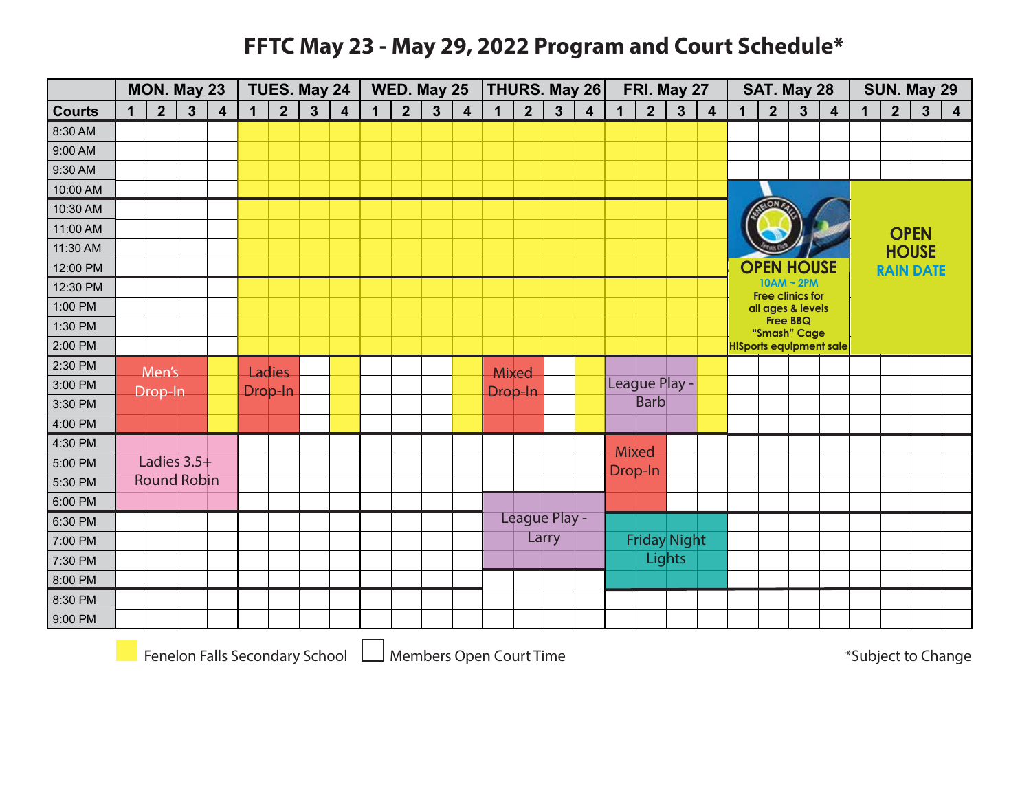# FFTC May 23 - May 29, 2022 Program and Court Schedule*

| | MON. May 23 | | | | TUES. May 24 | | | | WED. May 25 | | | | THURS. May 26 | | | | FRI. May 27 | | | | SAT. May 28 | | | | SUN. May 29 | | | |
|---|---|---|---|---|---|---|---|---|---|---|---|---|---|---|---|---|---|---|---|---|---|---|---|---|---|---|---|---|
| **Courts** | 1 | 2 | 3 | 4 | 1 | 2 | 3 | 4 | 1 | 2 | 3 | 4 | 1 | 2 | 3 | 4 | 1 | 2 | 3 | 4 | 1 | 2 | 3 | 4 | 1 | 2 | 3 | 4 |
| 8:30 AM | | | | | | | | | | | | | | | | | | | | | | | | | | | | |
| 9:00 AM | | | | | | | | | | | | | | | | | | | | | | | | | | | | |
| 9:30 AM | | | | | | | | | | | | | | | | | | | | | | | | | | | | |
| 10:00 AM | | | | | | | | | | | | | | | | | | | | | OPEN HOUSE 10AM ~ 2PM Free clinics for all ages & levels Free BBQ "Smash" Cage HiSports equipment sale | | | | OPEN HOUSE RAIN DATE | | | |
| 10:30 AM – 2:00 PM | | | | | | | | | | | | | | | | | | | | | | | | | | | | |
| 2:30 PM | Men's Drop-In | | | | Ladies Drop-In | | | | | | | | Mixed Drop-In | | | | League Play - Barb | | | | | | | | | | | |
| 3:00 PM | | | | | | | | | | | | | | | | | | | | | | | | | | | | |
| 3:30 PM | | | | | | | | | | | | | | | | | | | | | | | | | | | | |
| 4:00 PM | | | | | | | | | | | | | | | | | | | | | | | | | | | | |
| 4:30 PM | Ladies 3.5+ Round Robin | | | | | | | | | | | | | | | | Mixed Drop-In | | | | | | | | | | | |
| 5:00 PM | | | | | | | | | | | | | | | | | | | | | | | | | | | | |
| 5:30 PM | | | | | | | | | | | | | | | | | | | | | | | | | | | | |
| 6:00 PM | | | | | | | | | | | | | League Play - Larry | | | | | | | | | | | | | | | |
| 6:30 PM | | | | | | | | | | | | | | | | | Friday Night Lights | | | | | | | | | | | |
| 7:00 PM | | | | | | | | | | | | | | | | | | | | | | | | | | | | |
| 7:30 PM | | | | | | | | | | | | | | | | | | | | | | | | | | | | |
| 8:00 PM | | | | | | | | | | | | | | | | | | | | | | | | | | | | |
| 8:30 PM | | | | | | | | | | | | | | | | | | | | | | | | | | | | |
| 9:00 PM | | | | | | | | | | | | | | | | | | | | | | | | | | | | |

Notes on the schedule:
- Fenelon Falls Secondary School (yellow): Tues.–Fri., Courts 1–4, 8:30 AM – 2:00 PM; Mon. Court 4, 2:30 PM – 4:00 PM; Tues. Court 4, 2:30 PM – 4:00 PM; Wed. Court 4, 2:30 PM – 4:00 PM; Thurs. Court 4, 2:30 PM – 4:00 PM; Fri. Court 4, 2:30 PM – 4:00 PM.
- Men's Drop-In: Mon. Courts 1–3, 2:30 PM – 4:00 PM.
- Ladies Drop-In: Tues. Courts 1–2, 2:30 PM – 4:00 PM.
- Mixed Drop-In: Thurs. Courts 1–2, 2:30 PM – 4:00 PM; Fri. Courts 1–2, 4:30 PM – 6:00 PM.
- League Play - Barb: Fri. Courts 1–3, 2:30 PM – 4:00 PM.
- Ladies 3.5+ Round Robin: Mon. Courts 1–4, 4:30 PM – 6:00 PM.
- League Play - Larry: Thurs. Courts 1–4, 6:00 PM – 7:30 PM.
- Friday Night Lights: Fri. Courts 1–4, 6:30 PM – 8:00 PM.
- Open House: Sat. Courts 1–4, 10:00 AM – 2:00 PM; Open House Rain Date: Sun. Courts 1–4, 10:00 AM – 2:00 PM.

Fenelon Falls Secondary School ☐ Members Open Court Time

*Subject to Change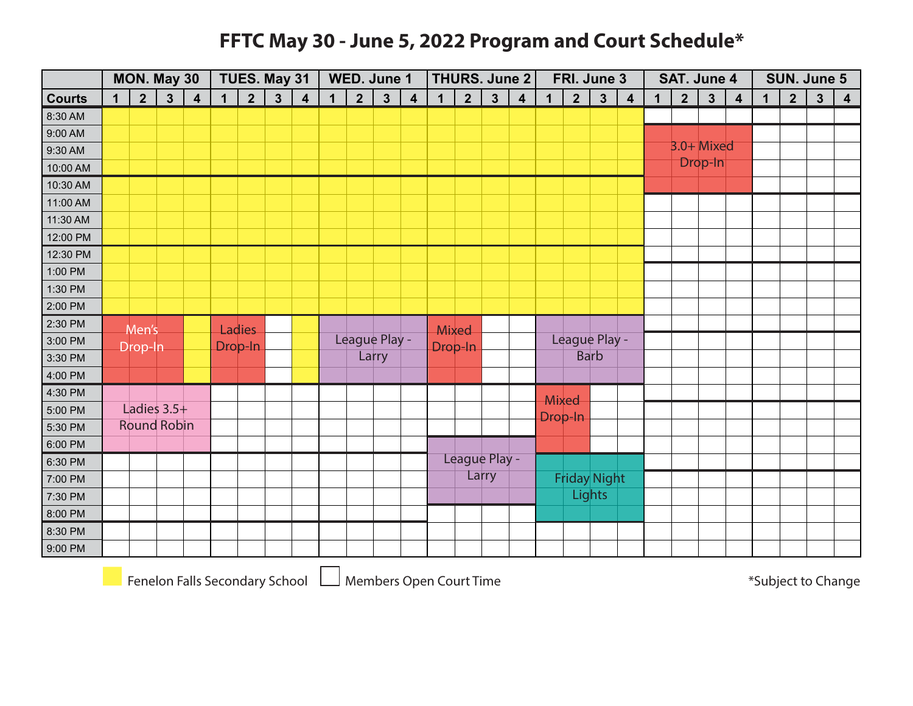# FFTC May 30 - June 5, 2022 Program and Court Schedule*

| | MON. May 30 | | | | TUES. May 31 | | | | WED. June 1 | | | | THURS. June 2 | | | | FRI. June 3 | | | | SAT. June 4 | | | | SUN. June 5 | | | |
|---|---|---|---|---|---|---|---|---|---|---|---|---|---|---|---|---|---|---|---|---|---|---|---|---|---|---|---|---|
| **Courts** | 1 | 2 | 3 | 4 | 1 | 2 | 3 | 4 | 1 | 2 | 3 | 4 | 1 | 2 | 3 | 4 | 1 | 2 | 3 | 4 | 1 | 2 | 3 | 4 | 1 | 2 | 3 | 4 |
| 8:30 AM | FFSS | FFSS | FFSS | FFSS | FFSS | FFSS | FFSS | FFSS | FFSS | FFSS | FFSS | FFSS | FFSS | FFSS | FFSS | FFSS | FFSS | FFSS | FFSS | FFSS | | | | | | | | |
| 9:00 AM | FFSS | FFSS | FFSS | FFSS | FFSS | FFSS | FFSS | FFSS | FFSS | FFSS | FFSS | FFSS | FFSS | FFSS | FFSS | FFSS | FFSS | FFSS | FFSS | FFSS | 3.0+ Mixed Drop-In | 3.0+ Mixed Drop-In | 3.0+ Mixed Drop-In | 3.0+ Mixed Drop-In | | | | |
| 9:30 AM | FFSS | FFSS | FFSS | FFSS | FFSS | FFSS | FFSS | FFSS | FFSS | FFSS | FFSS | FFSS | FFSS | FFSS | FFSS | FFSS | FFSS | FFSS | FFSS | FFSS | 3.0+ Mixed Drop-In | 3.0+ Mixed Drop-In | 3.0+ Mixed Drop-In | 3.0+ Mixed Drop-In | | | | |
| 10:00 AM | FFSS | FFSS | FFSS | FFSS | FFSS | FFSS | FFSS | FFSS | FFSS | FFSS | FFSS | FFSS | FFSS | FFSS | FFSS | FFSS | FFSS | FFSS | FFSS | FFSS | 3.0+ Mixed Drop-In | 3.0+ Mixed Drop-In | 3.0+ Mixed Drop-In | 3.0+ Mixed Drop-In | | | | |
| 10:30 AM | FFSS | FFSS | FFSS | FFSS | FFSS | FFSS | FFSS | FFSS | FFSS | FFSS | FFSS | FFSS | FFSS | FFSS | FFSS | FFSS | FFSS | FFSS | FFSS | FFSS | 3.0+ Mixed Drop-In | 3.0+ Mixed Drop-In | 3.0+ Mixed Drop-In | 3.0+ Mixed Drop-In | | | | |
| 11:00 AM | FFSS | FFSS | FFSS | FFSS | FFSS | FFSS | FFSS | FFSS | FFSS | FFSS | FFSS | FFSS | FFSS | FFSS | FFSS | FFSS | FFSS | FFSS | FFSS | FFSS | | | | | | | | |
| 11:30 AM | FFSS | FFSS | FFSS | FFSS | FFSS | FFSS | FFSS | FFSS | FFSS | FFSS | FFSS | FFSS | FFSS | FFSS | FFSS | FFSS | FFSS | FFSS | FFSS | FFSS | | | | | | | | |
| 12:00 PM | FFSS | FFSS | FFSS | FFSS | FFSS | FFSS | FFSS | FFSS | FFSS | FFSS | FFSS | FFSS | FFSS | FFSS | FFSS | FFSS | FFSS | FFSS | FFSS | FFSS | | | | | | | | |
| 12:30 PM | FFSS | FFSS | FFSS | FFSS | FFSS | FFSS | FFSS | FFSS | FFSS | FFSS | FFSS | FFSS | FFSS | FFSS | FFSS | FFSS | FFSS | FFSS | FFSS | FFSS | | | | | | | | |
| 1:00 PM | FFSS | FFSS | FFSS | FFSS | FFSS | FFSS | FFSS | FFSS | FFSS | FFSS | FFSS | FFSS | FFSS | FFSS | FFSS | FFSS | FFSS | FFSS | FFSS | FFSS | | | | | | | | |
| 1:30 PM | FFSS | FFSS | FFSS | FFSS | FFSS | FFSS | FFSS | FFSS | FFSS | FFSS | FFSS | FFSS | FFSS | FFSS | FFSS | FFSS | FFSS | FFSS | FFSS | FFSS | | | | | | | | |
| 2:00 PM | FFSS | FFSS | FFSS | FFSS | FFSS | FFSS | FFSS | FFSS | FFSS | FFSS | FFSS | FFSS | FFSS | FFSS | FFSS | FFSS | FFSS | FFSS | FFSS | FFSS | | | | | | | | |
| 2:30 PM | Men's Drop-In | Men's Drop-In | Men's Drop-In | FFSS | Ladies Drop-In | Ladies Drop-In | | FFSS | League Play - Larry | League Play - Larry | League Play - Larry | League Play - Larry | Mixed Drop-In | Mixed Drop-In | | | League Play - Barb | League Play - Barb | League Play - Barb | League Play - Barb | | | | | | | | |
| 3:00 PM | Men's Drop-In | Men's Drop-In | Men's Drop-In | FFSS | Ladies Drop-In | Ladies Drop-In | | FFSS | League Play - Larry | League Play - Larry | League Play - Larry | League Play - Larry | Mixed Drop-In | Mixed Drop-In | | | League Play - Barb | League Play - Barb | League Play - Barb | League Play - Barb | | | | | | | | |
| 3:30 PM | Men's Drop-In | Men's Drop-In | Men's Drop-In | FFSS | Ladies Drop-In | Ladies Drop-In | | FFSS | League Play - Larry | League Play - Larry | League Play - Larry | League Play - Larry | Mixed Drop-In | Mixed Drop-In | | | League Play - Barb | League Play - Barb | League Play - Barb | League Play - Barb | | | | | | | | |
| 4:00 PM | Men's Drop-In | Men's Drop-In | Men's Drop-In | FFSS | Ladies Drop-In | Ladies Drop-In | | FFSS | League Play - Larry | League Play - Larry | League Play - Larry | League Play - Larry | Mixed Drop-In | Mixed Drop-In | | | League Play - Barb | League Play - Barb | League Play - Barb | League Play - Barb | | | | | | | | |
| 4:30 PM | Ladies 3.5+ Round Robin | Ladies 3.5+ Round Robin | Ladies 3.5+ Round Robin | Ladies 3.5+ Round Robin | | | | | | | | | | | | | Mixed Drop-In | Mixed Drop-In | | | | | | | | | | |
| 5:00 PM | Ladies 3.5+ Round Robin | Ladies 3.5+ Round Robin | Ladies 3.5+ Round Robin | Ladies 3.5+ Round Robin | | | | | | | | | | | | | Mixed Drop-In | Mixed Drop-In | | | | | | | | | | |
| 5:30 PM | Ladies 3.5+ Round Robin | Ladies 3.5+ Round Robin | Ladies 3.5+ Round Robin | Ladies 3.5+ Round Robin | | | | | | | | | | | | | Mixed Drop-In | Mixed Drop-In | | | | | | | | | | |
| 6:00 PM | Ladies 3.5+ Round Robin | Ladies 3.5+ Round Robin | Ladies 3.5+ Round Robin | Ladies 3.5+ Round Robin | | | | | | | | | | | | | Mixed Drop-In | Mixed Drop-In | | | | | | | | | | |
| 6:30 PM | | | | | | | | | | | | | League Play - Larry | League Play - Larry | League Play - Larry | League Play - Larry | Friday Night Lights | Friday Night Lights | Friday Night Lights | Friday Night Lights | | | | | | | | |
| 7:00 PM | | | | | | | | | | | | | League Play - Larry | League Play - Larry | League Play - Larry | League Play - Larry | Friday Night Lights | Friday Night Lights | Friday Night Lights | Friday Night Lights | | | | | | | | |
| 7:30 PM | | | | | | | | | | | | | League Play - Larry | League Play - Larry | League Play - Larry | League Play - Larry | Friday Night Lights | Friday Night Lights | Friday Night Lights | Friday Night Lights | | | | | | | | |
| 8:00 PM | | | | | | | | | | | | | | | | | Friday Night Lights | Friday Night Lights | Friday Night Lights | Friday Night Lights | | | | | | | | |
| 8:30 PM | | | | | | | | | | | | | | | | | | | | | | | | | | | | |
| 9:00 PM | | | | | | | | | | | | | | | | | | | | | | | | | | | | |

FFSS = Fenelon Falls Secondary School (yellow)

Blank = Members Open Court Time

*Subject to Change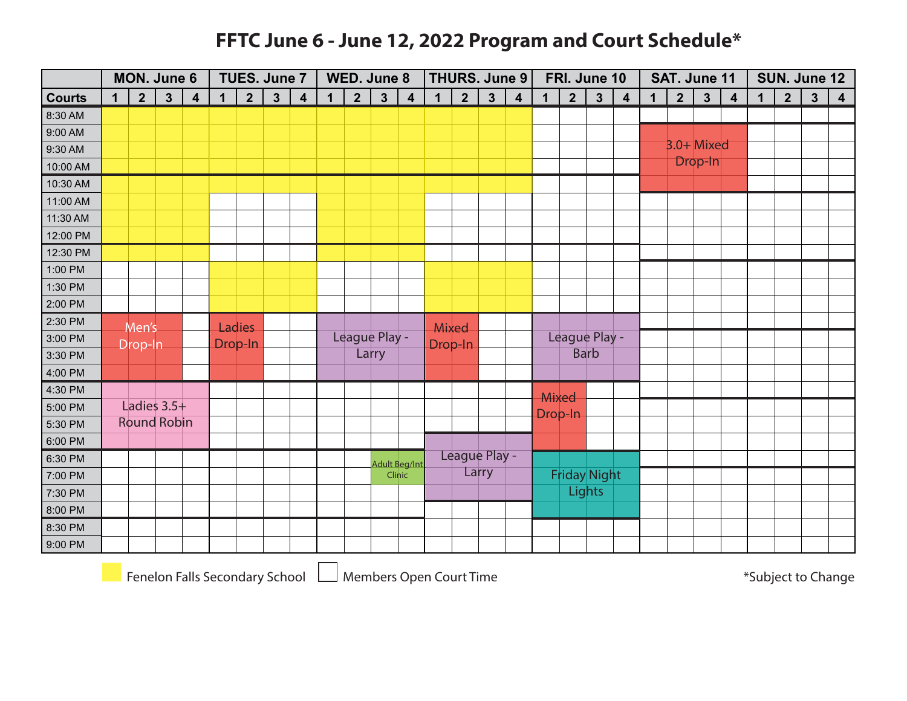# FFTC June 6 - June 12, 2022 Program and Court Schedule*

| Time | MON. June 6 | TUES. June 7 | WED. June 8 | THURS. June 9 | FRI. June 10 | SAT. June 11 | SUN. June 12 |
|---|---|---|---|---|---|---|---|
| Courts | 1 2 3 4 | 1 2 3 4 | 1 2 3 4 | 1 2 3 4 | 1 2 3 4 | 1 2 3 4 | 1 2 3 4 |
| 8:30 AM | Fenelon Falls Secondary School (Courts 1-4) | Fenelon Falls Secondary School (Courts 1-4) | Fenelon Falls Secondary School (Courts 1-4) | Fenelon Falls Secondary School (Courts 1-4) | | | |
| 9:00 AM | Fenelon Falls Secondary School (Courts 1-4) | Fenelon Falls Secondary School (Courts 1-4) | Fenelon Falls Secondary School (Courts 1-4) | Fenelon Falls Secondary School (Courts 1-4) | | 3.0+ Mixed Drop-In (Courts 1-4) | |
| 9:30 AM | Fenelon Falls Secondary School (Courts 1-4) | Fenelon Falls Secondary School (Courts 1-4) | Fenelon Falls Secondary School (Courts 1-4) | Fenelon Falls Secondary School (Courts 1-4) | | 3.0+ Mixed Drop-In (Courts 1-4) | |
| 10:00 AM | Fenelon Falls Secondary School (Courts 1-4) | Fenelon Falls Secondary School (Courts 1-4) | Fenelon Falls Secondary School (Courts 1-4) | Fenelon Falls Secondary School (Courts 1-4) | | 3.0+ Mixed Drop-In (Courts 1-4) | |
| 10:30 AM | Fenelon Falls Secondary School (Courts 1-4) | Fenelon Falls Secondary School (Courts 1-4) | Fenelon Falls Secondary School (Courts 1-4) | Fenelon Falls Secondary School (Courts 1-4) | | 3.0+ Mixed Drop-In (Courts 1-4) | |
| 11:00 AM | Fenelon Falls Secondary School (Courts 1-4) | | Fenelon Falls Secondary School (Courts 1-4) | | | | |
| 11:30 AM | Fenelon Falls Secondary School (Courts 1-4) | | Fenelon Falls Secondary School (Courts 1-4) | | | | |
| 12:00 PM | Fenelon Falls Secondary School (Courts 1-4) | | Fenelon Falls Secondary School (Courts 1-4) | | | | |
| 12:30 PM | Fenelon Falls Secondary School (Courts 1-4) | | Fenelon Falls Secondary School (Courts 1-4) | | | | |
| 1:00 PM | | Fenelon Falls Secondary School (Courts 1-4) | | Fenelon Falls Secondary School (Courts 1-4) | | | |
| 1:30 PM | | Fenelon Falls Secondary School (Courts 1-4) | | Fenelon Falls Secondary School (Courts 1-4) | | | |
| 2:00 PM | | Fenelon Falls Secondary School (Courts 1-4) | | Fenelon Falls Secondary School (Courts 1-4) | | | |
| 2:30 PM | Men's Drop-In (Courts 1-3) | Ladies Drop-In (Courts 1-2) | League Play - Larry (Courts 1-4) | Mixed Drop-In (Courts 1-2) | League Play - Barb (Courts 1-4) | | |
| 3:00 PM | Men's Drop-In (Courts 1-3) | Ladies Drop-In (Courts 1-2) | League Play - Larry (Courts 1-4) | Mixed Drop-In (Courts 1-2) | League Play - Barb (Courts 1-4) | | |
| 3:30 PM | Men's Drop-In (Courts 1-3) | Ladies Drop-In (Courts 1-2) | League Play - Larry (Courts 1-4) | Mixed Drop-In (Courts 1-2) | League Play - Barb (Courts 1-4) | | |
| 4:00 PM | Men's Drop-In (Courts 1-3) | Ladies Drop-In (Courts 1-2) | League Play - Larry (Courts 1-4) | Mixed Drop-In (Courts 1-2) | League Play - Barb (Courts 1-4) | | |
| 4:30 PM | Ladies 3.5+ Round Robin (Courts 1-4) | | | | Mixed Drop-In (Courts 1-2) | | |
| 5:00 PM | Ladies 3.5+ Round Robin (Courts 1-4) | | | | Mixed Drop-In (Courts 1-2) | | |
| 5:30 PM | Ladies 3.5+ Round Robin (Courts 1-4) | | | | Mixed Drop-In (Courts 1-2) | | |
| 6:00 PM | Ladies 3.5+ Round Robin (Courts 1-4) | | | League Play - Larry (Courts 1-4) | Mixed Drop-In (Courts 1-2) | | |
| 6:30 PM | | | Adult Beg/Int Clinic (Court 3) | League Play - Larry (Courts 1-4) | Friday Night Lights (Courts 1-4) | | |
| 7:00 PM | | | Adult Beg/Int Clinic (Court 3) | League Play - Larry (Courts 1-4) | Friday Night Lights (Courts 1-4) | | |
| 7:30 PM | | | | League Play - Larry (Courts 1-4) | Friday Night Lights (Courts 1-4) | | |
| 8:00 PM | | | | | Friday Night Lights (Courts 1-4) | | |
| 8:30 PM | | | | | | | |
| 9:00 PM | | | | | | | |

Fenelon Falls Secondary School (yellow) | Members Open Court Time (white)

*Subject to Change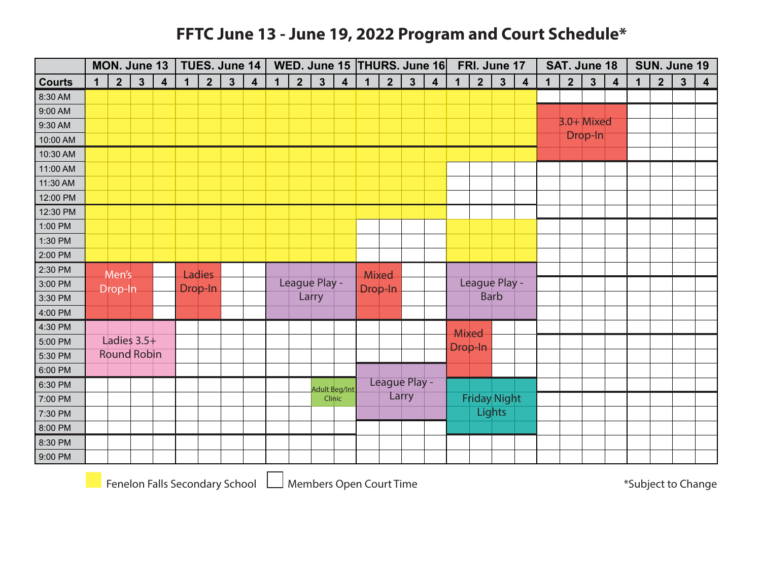# FFTC June 13 - June 19, 2022 Program and Court Schedule*

| | MON. June 13 | | | | TUES. June 14 | | | | WED. June 15 | | | | THURS. June 16 | | | | FRI. June 17 | | | | SAT. June 18 | | | | SUN. June 19 | | | |
|---|---|---|---|---|---|---|---|---|---|---|---|---|---|---|---|---|---|---|---|---|---|---|---|---|---|---|---|---|
| **Courts** | 1 | 2 | 3 | 4 | 1 | 2 | 3 | 4 | 1 | 2 | 3 | 4 | 1 | 2 | 3 | 4 | 1 | 2 | 3 | 4 | 1 | 2 | 3 | 4 | 1 | 2 | 3 | 4 |
| 8:30 AM | Fenelon Falls Secondary School | Fenelon Falls Secondary School | Fenelon Falls Secondary School | Fenelon Falls Secondary School | Fenelon Falls Secondary School | Fenelon Falls Secondary School | Fenelon Falls Secondary School | Fenelon Falls Secondary School | Fenelon Falls Secondary School | Fenelon Falls Secondary School | Fenelon Falls Secondary School | Fenelon Falls Secondary School | Fenelon Falls Secondary School | Fenelon Falls Secondary School | Fenelon Falls Secondary School | Fenelon Falls Secondary School | Fenelon Falls Secondary School | Fenelon Falls Secondary School | Fenelon Falls Secondary School | Fenelon Falls Secondary School | | | | | | | | |
| 9:00 AM | Fenelon Falls Secondary School | Fenelon Falls Secondary School | Fenelon Falls Secondary School | Fenelon Falls Secondary School | Fenelon Falls Secondary School | Fenelon Falls Secondary School | Fenelon Falls Secondary School | Fenelon Falls Secondary School | Fenelon Falls Secondary School | Fenelon Falls Secondary School | Fenelon Falls Secondary School | Fenelon Falls Secondary School | Fenelon Falls Secondary School | Fenelon Falls Secondary School | Fenelon Falls Secondary School | Fenelon Falls Secondary School | Fenelon Falls Secondary School | Fenelon Falls Secondary School | Fenelon Falls Secondary School | Fenelon Falls Secondary School | 3.0+ Mixed Drop-In | 3.0+ Mixed Drop-In | 3.0+ Mixed Drop-In | 3.0+ Mixed Drop-In | | | | |
| 9:30 AM | Fenelon Falls Secondary School | Fenelon Falls Secondary School | Fenelon Falls Secondary School | Fenelon Falls Secondary School | Fenelon Falls Secondary School | Fenelon Falls Secondary School | Fenelon Falls Secondary School | Fenelon Falls Secondary School | Fenelon Falls Secondary School | Fenelon Falls Secondary School | Fenelon Falls Secondary School | Fenelon Falls Secondary School | Fenelon Falls Secondary School | Fenelon Falls Secondary School | Fenelon Falls Secondary School | Fenelon Falls Secondary School | Fenelon Falls Secondary School | Fenelon Falls Secondary School | Fenelon Falls Secondary School | Fenelon Falls Secondary School | 3.0+ Mixed Drop-In | 3.0+ Mixed Drop-In | 3.0+ Mixed Drop-In | 3.0+ Mixed Drop-In | | | | |
| 10:00 AM | Fenelon Falls Secondary School | Fenelon Falls Secondary School | Fenelon Falls Secondary School | Fenelon Falls Secondary School | Fenelon Falls Secondary School | Fenelon Falls Secondary School | Fenelon Falls Secondary School | Fenelon Falls Secondary School | Fenelon Falls Secondary School | Fenelon Falls Secondary School | Fenelon Falls Secondary School | Fenelon Falls Secondary School | Fenelon Falls Secondary School | Fenelon Falls Secondary School | Fenelon Falls Secondary School | Fenelon Falls Secondary School | Fenelon Falls Secondary School | Fenelon Falls Secondary School | Fenelon Falls Secondary School | Fenelon Falls Secondary School | 3.0+ Mixed Drop-In | 3.0+ Mixed Drop-In | 3.0+ Mixed Drop-In | 3.0+ Mixed Drop-In | | | | |
| 10:30 AM | Fenelon Falls Secondary School | Fenelon Falls Secondary School | Fenelon Falls Secondary School | Fenelon Falls Secondary School | Fenelon Falls Secondary School | Fenelon Falls Secondary School | Fenelon Falls Secondary School | Fenelon Falls Secondary School | Fenelon Falls Secondary School | Fenelon Falls Secondary School | Fenelon Falls Secondary School | Fenelon Falls Secondary School | Fenelon Falls Secondary School | Fenelon Falls Secondary School | Fenelon Falls Secondary School | Fenelon Falls Secondary School | Fenelon Falls Secondary School | Fenelon Falls Secondary School | Fenelon Falls Secondary School | Fenelon Falls Secondary School | 3.0+ Mixed Drop-In | 3.0+ Mixed Drop-In | 3.0+ Mixed Drop-In | 3.0+ Mixed Drop-In | | | | |
| 11:00 AM | Fenelon Falls Secondary School | Fenelon Falls Secondary School | Fenelon Falls Secondary School | Fenelon Falls Secondary School | Fenelon Falls Secondary School | Fenelon Falls Secondary School | Fenelon Falls Secondary School | Fenelon Falls Secondary School | Fenelon Falls Secondary School | Fenelon Falls Secondary School | Fenelon Falls Secondary School | Fenelon Falls Secondary School | Fenelon Falls Secondary School | Fenelon Falls Secondary School | Fenelon Falls Secondary School | Fenelon Falls Secondary School | | | | | | | | | | | | |
| 11:30 AM | Fenelon Falls Secondary School | Fenelon Falls Secondary School | Fenelon Falls Secondary School | Fenelon Falls Secondary School | Fenelon Falls Secondary School | Fenelon Falls Secondary School | Fenelon Falls Secondary School | Fenelon Falls Secondary School | Fenelon Falls Secondary School | Fenelon Falls Secondary School | Fenelon Falls Secondary School | Fenelon Falls Secondary School | Fenelon Falls Secondary School | Fenelon Falls Secondary School | Fenelon Falls Secondary School | Fenelon Falls Secondary School | | | | | | | | | | | | |
| 12:00 PM | Fenelon Falls Secondary School | Fenelon Falls Secondary School | Fenelon Falls Secondary School | Fenelon Falls Secondary School | Fenelon Falls Secondary School | Fenelon Falls Secondary School | Fenelon Falls Secondary School | Fenelon Falls Secondary School | Fenelon Falls Secondary School | Fenelon Falls Secondary School | Fenelon Falls Secondary School | Fenelon Falls Secondary School | Fenelon Falls Secondary School | Fenelon Falls Secondary School | Fenelon Falls Secondary School | Fenelon Falls Secondary School | | | | | | | | | | | | |
| 12:30 PM | Fenelon Falls Secondary School | Fenelon Falls Secondary School | Fenelon Falls Secondary School | Fenelon Falls Secondary School | Fenelon Falls Secondary School | Fenelon Falls Secondary School | Fenelon Falls Secondary School | Fenelon Falls Secondary School | Fenelon Falls Secondary School | Fenelon Falls Secondary School | Fenelon Falls Secondary School | Fenelon Falls Secondary School | Fenelon Falls Secondary School | Fenelon Falls Secondary School | Fenelon Falls Secondary School | Fenelon Falls Secondary School | | | | | | | | | | | | |
| 1:00 PM | Fenelon Falls Secondary School | Fenelon Falls Secondary School | Fenelon Falls Secondary School | Fenelon Falls Secondary School | Fenelon Falls Secondary School | Fenelon Falls Secondary School | Fenelon Falls Secondary School | Fenelon Falls Secondary School | Fenelon Falls Secondary School | Fenelon Falls Secondary School | Fenelon Falls Secondary School | Fenelon Falls Secondary School | | | | | Fenelon Falls Secondary School | Fenelon Falls Secondary School | Fenelon Falls Secondary School | Fenelon Falls Secondary School | | | | | | | | |
| 1:30 PM | Fenelon Falls Secondary School | Fenelon Falls Secondary School | Fenelon Falls Secondary School | Fenelon Falls Secondary School | Fenelon Falls Secondary School | Fenelon Falls Secondary School | Fenelon Falls Secondary School | Fenelon Falls Secondary School | Fenelon Falls Secondary School | Fenelon Falls Secondary School | Fenelon Falls Secondary School | Fenelon Falls Secondary School | | | | | Fenelon Falls Secondary School | Fenelon Falls Secondary School | Fenelon Falls Secondary School | Fenelon Falls Secondary School | | | | | | | | |
| 2:00 PM | Fenelon Falls Secondary School | Fenelon Falls Secondary School | Fenelon Falls Secondary School | Fenelon Falls Secondary School | Fenelon Falls Secondary School | Fenelon Falls Secondary School | Fenelon Falls Secondary School | Fenelon Falls Secondary School | Fenelon Falls Secondary School | Fenelon Falls Secondary School | Fenelon Falls Secondary School | Fenelon Falls Secondary School | | | | | Fenelon Falls Secondary School | Fenelon Falls Secondary School | Fenelon Falls Secondary School | Fenelon Falls Secondary School | | | | | | | | |
| 2:30 PM | Men's Drop-In | Men's Drop-In | Men's Drop-In | | Ladies Drop-In | Ladies Drop-In | | | League Play - Larry | League Play - Larry | League Play - Larry | League Play - Larry | Mixed Drop-In | Mixed Drop-In | | | League Play - Barb | League Play - Barb | League Play - Barb | League Play - Barb | | | | | | | | |
| 3:00 PM | Men's Drop-In | Men's Drop-In | Men's Drop-In | | Ladies Drop-In | Ladies Drop-In | | | League Play - Larry | League Play - Larry | League Play - Larry | League Play - Larry | Mixed Drop-In | Mixed Drop-In | | | League Play - Barb | League Play - Barb | League Play - Barb | League Play - Barb | | | | | | | | |
| 3:30 PM | Men's Drop-In | Men's Drop-In | Men's Drop-In | | Ladies Drop-In | Ladies Drop-In | | | League Play - Larry | League Play - Larry | League Play - Larry | League Play - Larry | Mixed Drop-In | Mixed Drop-In | | | League Play - Barb | League Play - Barb | League Play - Barb | League Play - Barb | | | | | | | | |
| 4:00 PM | Men's Drop-In | Men's Drop-In | Men's Drop-In | | Ladies Drop-In | Ladies Drop-In | | | League Play - Larry | League Play - Larry | League Play - Larry | League Play - Larry | Mixed Drop-In | Mixed Drop-In | | | League Play - Barb | League Play - Barb | League Play - Barb | League Play - Barb | | | | | | | | |
| 4:30 PM | Ladies 3.5+ Round Robin | Ladies 3.5+ Round Robin | Ladies 3.5+ Round Robin | Ladies 3.5+ Round Robin | | | | | | | | | | | | | Mixed Drop-In | Mixed Drop-In | | | | | | | | | | |
| 5:00 PM | Ladies 3.5+ Round Robin | Ladies 3.5+ Round Robin | Ladies 3.5+ Round Robin | Ladies 3.5+ Round Robin | | | | | | | | | | | | | Mixed Drop-In | Mixed Drop-In | | | | | | | | | | |
| 5:30 PM | Ladies 3.5+ Round Robin | Ladies 3.5+ Round Robin | Ladies 3.5+ Round Robin | Ladies 3.5+ Round Robin | | | | | | | | | | | | | Mixed Drop-In | Mixed Drop-In | | | | | | | | | | |
| 6:00 PM | Ladies 3.5+ Round Robin | Ladies 3.5+ Round Robin | Ladies 3.5+ Round Robin | Ladies 3.5+ Round Robin | | | | | | | | | League Play - Larry | League Play - Larry | League Play - Larry | League Play - Larry | Mixed Drop-In | Mixed Drop-In | | | | | | | | | | |
| 6:30 PM | | | | | | | | | | | Adult Beg/Int Clinic | | League Play - Larry | League Play - Larry | League Play - Larry | League Play - Larry | Friday Night Lights | Friday Night Lights | Friday Night Lights | Friday Night Lights | | | | | | | | |
| 7:00 PM | | | | | | | | | | | Adult Beg/Int Clinic | | League Play - Larry | League Play - Larry | League Play - Larry | League Play - Larry | Friday Night Lights | Friday Night Lights | Friday Night Lights | Friday Night Lights | | | | | | | | |
| 7:30 PM | | | | | | | | | | | | | League Play - Larry | League Play - Larry | League Play - Larry | League Play - Larry | Friday Night Lights | Friday Night Lights | Friday Night Lights | Friday Night Lights | | | | | | | | |
| 8:00 PM | | | | | | | | | | | | | | | | | Friday Night Lights | Friday Night Lights | Friday Night Lights | Friday Night Lights | | | | | | | | |
| 8:30 PM | | | | | | | | | | | | | | | | | | | | | | | | | | | | |
| 9:00 PM | | | | | | | | | | | | | | | | | | | | | | | | | | | | |

Fenelon Falls Secondary School (yellow) — Members Open Court Time (blank)

*Subject to Change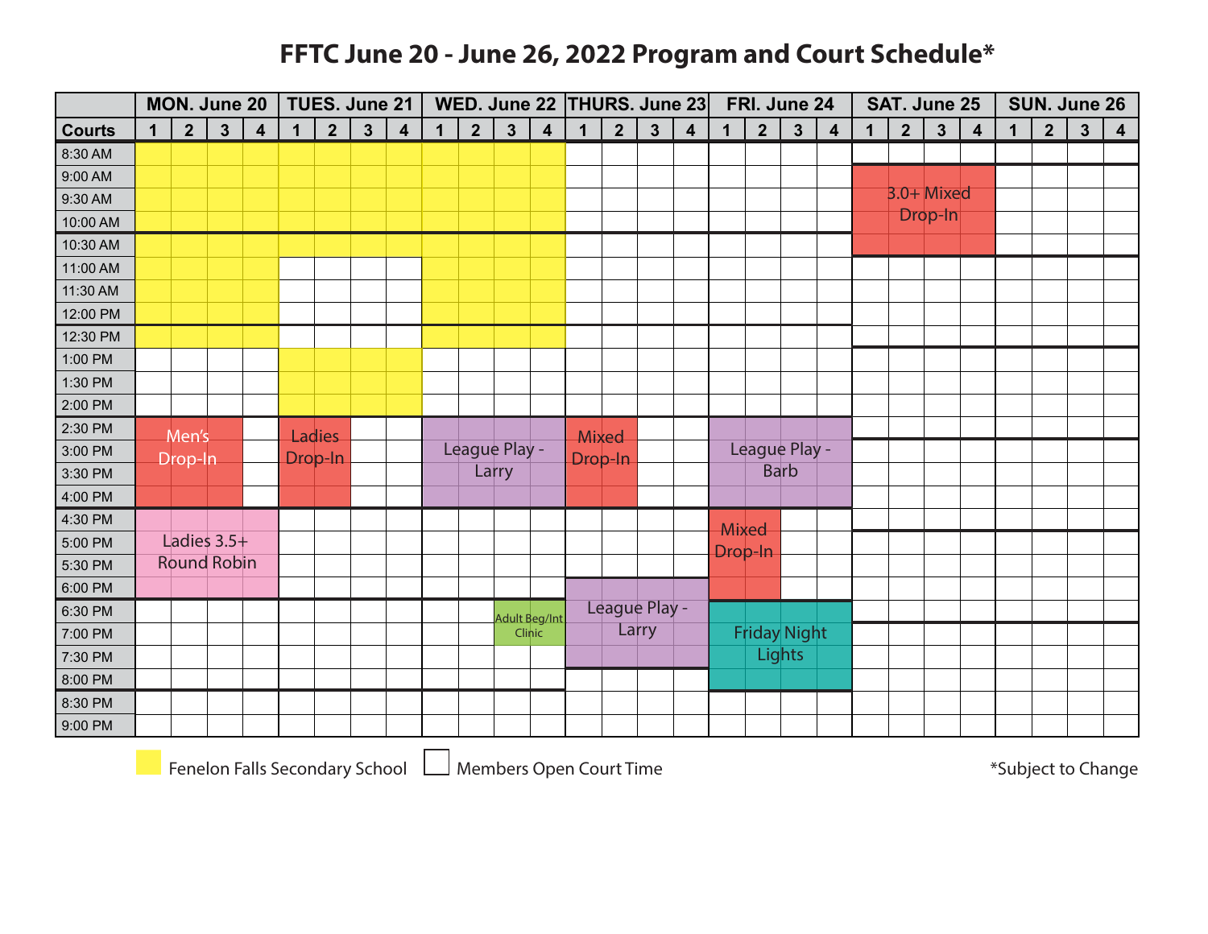# FFTC June 20 - June 26, 2022 Program and Court Schedule*

| | MON. June 20 | | | | TUES. June 21 | | | | WED. June 22 | | | | THURS. June 23 | | | | FRI. June 24 | | | | SAT. June 25 | | | | SUN. June 26 | | | |
|---|---|---|---|---|---|---|---|---|---|---|---|---|---|---|---|---|---|---|---|---|---|---|---|---|---|---|---|---|
| **Courts** | 1 | 2 | 3 | 4 | 1 | 2 | 3 | 4 | 1 | 2 | 3 | 4 | 1 | 2 | 3 | 4 | 1 | 2 | 3 | 4 | 1 | 2 | 3 | 4 | 1 | 2 | 3 | 4 |
| 8:30 AM | FFSS | FFSS | FFSS | FFSS | FFSS | FFSS | FFSS | FFSS | FFSS | FFSS | FFSS | FFSS | | | | | | | | | | | | | | | | |
| 9:00 AM | FFSS | FFSS | FFSS | FFSS | FFSS | FFSS | FFSS | FFSS | FFSS | FFSS | FFSS | FFSS | | | | | | | | | 3.0+ Mixed Drop-In | 3.0+ Mixed Drop-In | 3.0+ Mixed Drop-In | 3.0+ Mixed Drop-In | | | | |
| 9:30 AM | FFSS | FFSS | FFSS | FFSS | FFSS | FFSS | FFSS | FFSS | FFSS | FFSS | FFSS | FFSS | | | | | | | | | 3.0+ Mixed Drop-In | 3.0+ Mixed Drop-In | 3.0+ Mixed Drop-In | 3.0+ Mixed Drop-In | | | | |
| 10:00 AM | FFSS | FFSS | FFSS | FFSS | FFSS | FFSS | FFSS | FFSS | FFSS | FFSS | FFSS | FFSS | | | | | | | | | 3.0+ Mixed Drop-In | 3.0+ Mixed Drop-In | 3.0+ Mixed Drop-In | 3.0+ Mixed Drop-In | | | | |
| 10:30 AM | FFSS | FFSS | FFSS | FFSS | FFSS | FFSS | FFSS | FFSS | FFSS | FFSS | FFSS | FFSS | | | | | | | | | 3.0+ Mixed Drop-In | 3.0+ Mixed Drop-In | 3.0+ Mixed Drop-In | 3.0+ Mixed Drop-In | | | | |
| 11:00 AM | FFSS | FFSS | FFSS | FFSS | | | | | FFSS | FFSS | FFSS | FFSS | | | | | | | | | | | | | | | | |
| 11:30 AM | FFSS | FFSS | FFSS | FFSS | | | | | FFSS | FFSS | FFSS | FFSS | | | | | | | | | | | | | | | | |
| 12:00 PM | FFSS | FFSS | FFSS | FFSS | | | | | FFSS | FFSS | FFSS | FFSS | | | | | | | | | | | | | | | | |
| 12:30 PM | FFSS | FFSS | FFSS | FFSS | | | | | FFSS | FFSS | FFSS | FFSS | | | | | | | | | | | | | | | | |
| 1:00 PM | | | | | FFSS | FFSS | FFSS | FFSS | | | | | | | | | | | | | | | | | | | | |
| 1:30 PM | | | | | FFSS | FFSS | FFSS | FFSS | | | | | | | | | | | | | | | | | | | | |
| 2:00 PM | | | | | FFSS | FFSS | FFSS | FFSS | | | | | | | | | | | | | | | | | | | | |
| 2:30 PM | Men's Drop-In | Men's Drop-In | Men's Drop-In | | Ladies Drop-In | Ladies Drop-In | | | League Play - Larry | League Play - Larry | League Play - Larry | League Play - Larry | Mixed Drop-In | Mixed Drop-In | | | League Play - Barb | League Play - Barb | League Play - Barb | League Play - Barb | | | | | | | | |
| 3:00 PM | Men's Drop-In | Men's Drop-In | Men's Drop-In | | Ladies Drop-In | Ladies Drop-In | | | League Play - Larry | League Play - Larry | League Play - Larry | League Play - Larry | Mixed Drop-In | Mixed Drop-In | | | League Play - Barb | League Play - Barb | League Play - Barb | League Play - Barb | | | | | | | | |
| 3:30 PM | Men's Drop-In | Men's Drop-In | Men's Drop-In | | Ladies Drop-In | Ladies Drop-In | | | League Play - Larry | League Play - Larry | League Play - Larry | League Play - Larry | Mixed Drop-In | Mixed Drop-In | | | League Play - Barb | League Play - Barb | League Play - Barb | League Play - Barb | | | | | | | | |
| 4:00 PM | Men's Drop-In | Men's Drop-In | Men's Drop-In | | Ladies Drop-In | Ladies Drop-In | | | League Play - Larry | League Play - Larry | League Play - Larry | League Play - Larry | Mixed Drop-In | Mixed Drop-In | | | League Play - Barb | League Play - Barb | League Play - Barb | League Play - Barb | | | | | | | | |
| 4:30 PM | Ladies 3.5+ Round Robin | Ladies 3.5+ Round Robin | Ladies 3.5+ Round Robin | Ladies 3.5+ Round Robin | | | | | | | | | | | | | Mixed Drop-In | Mixed Drop-In | | | | | | | | | | |
| 5:00 PM | Ladies 3.5+ Round Robin | Ladies 3.5+ Round Robin | Ladies 3.5+ Round Robin | Ladies 3.5+ Round Robin | | | | | | | | | | | | | Mixed Drop-In | Mixed Drop-In | | | | | | | | | | |
| 5:30 PM | Ladies 3.5+ Round Robin | Ladies 3.5+ Round Robin | Ladies 3.5+ Round Robin | Ladies 3.5+ Round Robin | | | | | | | | | | | | | Mixed Drop-In | Mixed Drop-In | | | | | | | | | | |
| 6:00 PM | Ladies 3.5+ Round Robin | Ladies 3.5+ Round Robin | Ladies 3.5+ Round Robin | Ladies 3.5+ Round Robin | | | | | | | | | League Play - Larry | League Play - Larry | League Play - Larry | League Play - Larry | Mixed Drop-In | Mixed Drop-In | | | | | | | | | | |
| 6:30 PM | | | | | | | | | | | Adult Beg/Int Clinic | Adult Beg/Int Clinic | League Play - Larry | League Play - Larry | League Play - Larry | League Play - Larry | Friday Night Lights | Friday Night Lights | Friday Night Lights | Friday Night Lights | | | | | | | | |
| 7:00 PM | | | | | | | | | | | Adult Beg/Int Clinic | Adult Beg/Int Clinic | League Play - Larry | League Play - Larry | League Play - Larry | League Play - Larry | Friday Night Lights | Friday Night Lights | Friday Night Lights | Friday Night Lights | | | | | | | | |
| 7:30 PM | | | | | | | | | | | | | League Play - Larry | League Play - Larry | League Play - Larry | League Play - Larry | Friday Night Lights | Friday Night Lights | Friday Night Lights | Friday Night Lights | | | | | | | | |
| 8:00 PM | | | | | | | | | | | | | | | | | Friday Night Lights | Friday Night Lights | Friday Night Lights | Friday Night Lights | | | | | | | | |
| 8:30 PM | | | | | | | | | | | | | | | | | | | | | | | | | | | | |
| 9:00 PM | | | | | | | | | | | | | | | | | | | | | | | | | | | | |

FFSS = Fenelon Falls Secondary School (yellow); blank = Members Open Court Time

*Subject to Change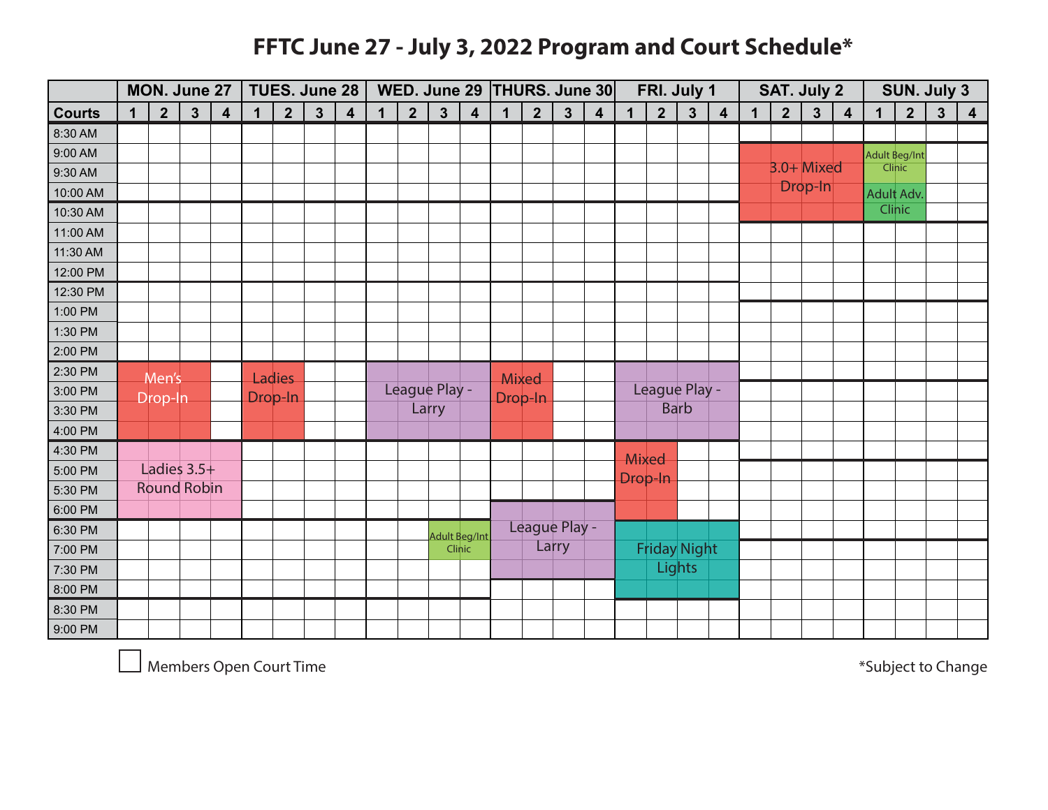# FFTC June 27 - July 3, 2022 Program and Court Schedule*

| | MON. June 27 | | | | TUES. June 28 | | | | WED. June 29 | | | | THURS. June 30 | | | | FRI. July 1 | | | | SAT. July 2 | | | | SUN. July 3 | | | |
|---|---|---|---|---|---|---|---|---|---|---|---|---|---|---|---|---|---|---|---|---|---|---|---|---|---|---|---|---|
| **Courts** | 1 | 2 | 3 | 4 | 1 | 2 | 3 | 4 | 1 | 2 | 3 | 4 | 1 | 2 | 3 | 4 | 1 | 2 | 3 | 4 | 1 | 2 | 3 | 4 | 1 | 2 | 3 | 4 |
| 8:30 AM | | | | | | | | | | | | | | | | | | | | | | | | | | | | |
| 9:00 AM | | | | | | | | | | | | | | | | | | | | | 3.0+ Mixed Drop-In | 3.0+ Mixed Drop-In | 3.0+ Mixed Drop-In | 3.0+ Mixed Drop-In | Adult Beg/Int Clinic | Adult Beg/Int Clinic | | |
| 9:30 AM | | | | | | | | | | | | | | | | | | | | | 3.0+ Mixed Drop-In | 3.0+ Mixed Drop-In | 3.0+ Mixed Drop-In | 3.0+ Mixed Drop-In | Adult Beg/Int Clinic | Adult Beg/Int Clinic | | |
| 10:00 AM | | | | | | | | | | | | | | | | | | | | | 3.0+ Mixed Drop-In | 3.0+ Mixed Drop-In | 3.0+ Mixed Drop-In | 3.0+ Mixed Drop-In | Adult Adv. Clinic | Adult Adv. Clinic | | |
| 10:30 AM | | | | | | | | | | | | | | | | | | | | | 3.0+ Mixed Drop-In | 3.0+ Mixed Drop-In | 3.0+ Mixed Drop-In | 3.0+ Mixed Drop-In | Adult Adv. Clinic | Adult Adv. Clinic | | |
| 11:00 AM | | | | | | | | | | | | | | | | | | | | | | | | | | | | |
| 11:30 AM | | | | | | | | | | | | | | | | | | | | | | | | | | | | |
| 12:00 PM | | | | | | | | | | | | | | | | | | | | | | | | | | | | |
| 12:30 PM | | | | | | | | | | | | | | | | | | | | | | | | | | | | |
| 1:00 PM | | | | | | | | | | | | | | | | | | | | | | | | | | | | |
| 1:30 PM | | | | | | | | | | | | | | | | | | | | | | | | | | | | |
| 2:00 PM | | | | | | | | | | | | | | | | | | | | | | | | | | | | |
| 2:30 PM | Men's Drop-In | Men's Drop-In | Men's Drop-In | | Ladies Drop-In | Ladies Drop-In | | | League Play - Larry | League Play - Larry | League Play - Larry | League Play - Larry | Mixed Drop-In | Mixed Drop-In | | | League Play - Barb | League Play - Barb | League Play - Barb | League Play - Barb | | | | | | | | |
| 3:00 PM | Men's Drop-In | Men's Drop-In | Men's Drop-In | | Ladies Drop-In | Ladies Drop-In | | | League Play - Larry | League Play - Larry | League Play - Larry | League Play - Larry | Mixed Drop-In | Mixed Drop-In | | | League Play - Barb | League Play - Barb | League Play - Barb | League Play - Barb | | | | | | | | |
| 3:30 PM | Men's Drop-In | Men's Drop-In | Men's Drop-In | | Ladies Drop-In | Ladies Drop-In | | | League Play - Larry | League Play - Larry | League Play - Larry | League Play - Larry | Mixed Drop-In | Mixed Drop-In | | | League Play - Barb | League Play - Barb | League Play - Barb | League Play - Barb | | | | | | | | |
| 4:00 PM | Men's Drop-In | Men's Drop-In | Men's Drop-In | | Ladies Drop-In | Ladies Drop-In | | | League Play - Larry | League Play - Larry | League Play - Larry | League Play - Larry | Mixed Drop-In | Mixed Drop-In | | | League Play - Barb | League Play - Barb | League Play - Barb | League Play - Barb | | | | | | | | |
| 4:30 PM | Ladies 3.5+ Round Robin | Ladies 3.5+ Round Robin | Ladies 3.5+ Round Robin | Ladies 3.5+ Round Robin | | | | | | | | | | | | | Mixed Drop-In | Mixed Drop-In | | | | | | | | | | |
| 5:00 PM | Ladies 3.5+ Round Robin | Ladies 3.5+ Round Robin | Ladies 3.5+ Round Robin | Ladies 3.5+ Round Robin | | | | | | | | | | | | | Mixed Drop-In | Mixed Drop-In | | | | | | | | | | |
| 5:30 PM | Ladies 3.5+ Round Robin | Ladies 3.5+ Round Robin | Ladies 3.5+ Round Robin | Ladies 3.5+ Round Robin | | | | | | | | | | | | | Mixed Drop-In | Mixed Drop-In | | | | | | | | | | |
| 6:00 PM | Ladies 3.5+ Round Robin | Ladies 3.5+ Round Robin | Ladies 3.5+ Round Robin | Ladies 3.5+ Round Robin | | | | | | | | | League Play - Larry | League Play - Larry | League Play - Larry | League Play - Larry | Mixed Drop-In | Mixed Drop-In | | | | | | | | | | |
| 6:30 PM | | | | | | | | | | | Adult Beg/Int Clinic | Adult Beg/Int Clinic | League Play - Larry | League Play - Larry | League Play - Larry | League Play - Larry | Friday Night Lights | Friday Night Lights | Friday Night Lights | Friday Night Lights | | | | | | | | |
| 7:00 PM | | | | | | | | | | | Adult Beg/Int Clinic | Adult Beg/Int Clinic | League Play - Larry | League Play - Larry | League Play - Larry | League Play - Larry | Friday Night Lights | Friday Night Lights | Friday Night Lights | Friday Night Lights | | | | | | | | |
| 7:30 PM | | | | | | | | | | | | | League Play - Larry | League Play - Larry | League Play - Larry | League Play - Larry | Friday Night Lights | Friday Night Lights | Friday Night Lights | Friday Night Lights | | | | | | | | |
| 8:00 PM | | | | | | | | | | | | | | | | | Friday Night Lights | Friday Night Lights | Friday Night Lights | Friday Night Lights | | | | | | | | |
| 8:30 PM | | | | | | | | | | | | | | | | | | | | | | | | | | | | |
| 9:00 PM | | | | | | | | | | | | | | | | | | | | | | | | | | | | |

☐ Members Open Court Time

*Subject to Change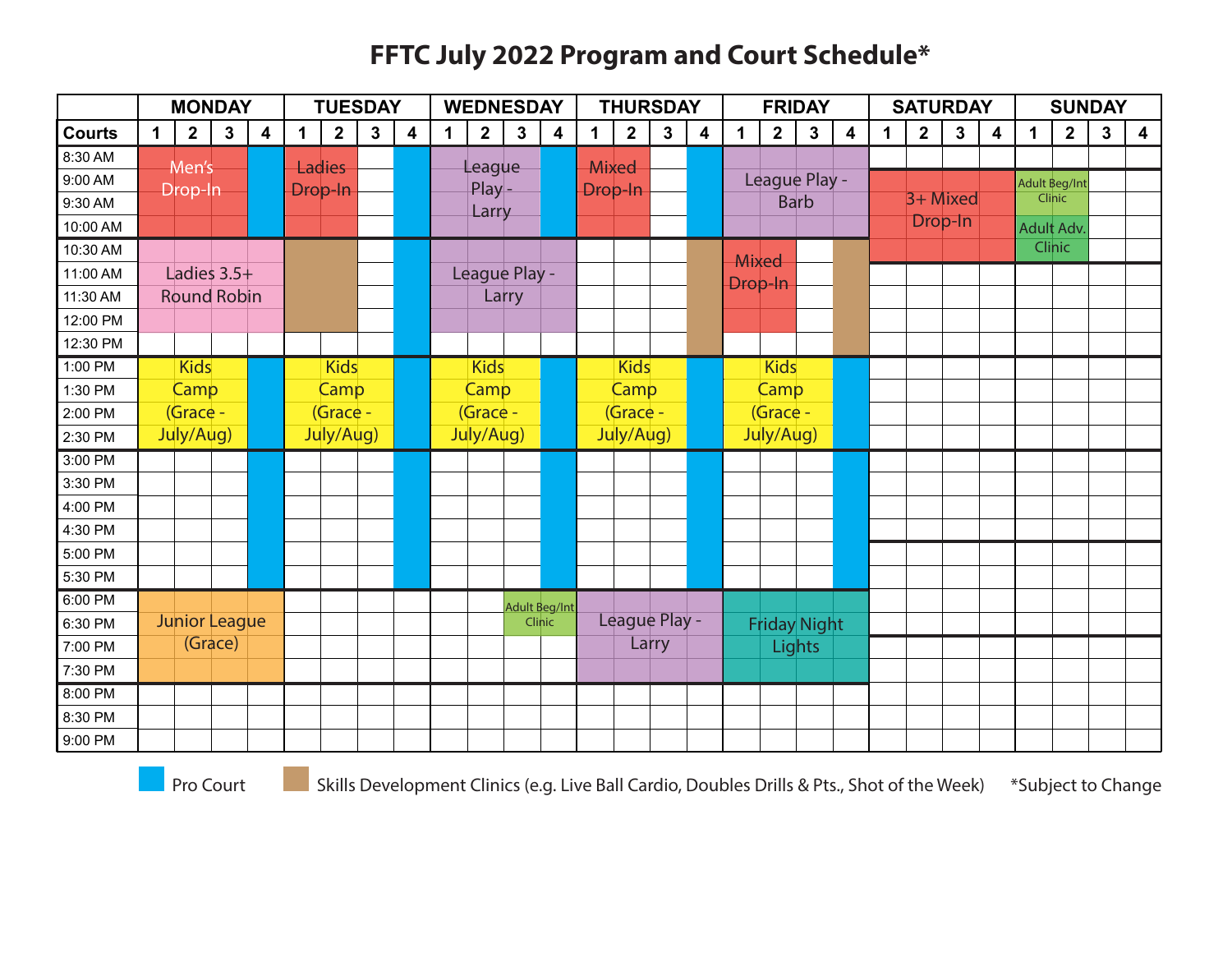# FFTC July 2022 Program and Court Schedule*

| Time | MONDAY | TUESDAY | WEDNESDAY | THURSDAY | FRIDAY | SATURDAY | SUNDAY |
|---|---|---|---|---|---|---|---|
| 8:30 AM – 10:00 AM | Men's Drop-In (Courts 1–3); Pro Court (Court 4) | Ladies Drop-In (Courts 1–2); Pro Court (Court 4) | League Play - Larry (Courts 1–3); Pro Court (Court 4) | Mixed Drop-In (Courts 1–2); Pro Court (Court 4) | League Play - Barb (Courts 1–4) | 3+ Mixed Drop-In (Courts 1–4, 9:00 AM – 10:30 AM) | Adult Beg/Int Clinic (Courts 1–2, 9:00 AM – 9:30 AM); Adult Adv. Clinic (Courts 1–2, 10:00 AM – 10:30 AM) |
| 10:30 AM – 12:30 PM | Ladies 3.5+ Round Robin (Courts 1–4, 10:30 AM – 12:00 PM) | Skills Development Clinic (Courts 1–2, 10:30 AM – 12:00 PM); Pro Court (Court 4) | League Play - Larry (Courts 1–4, 10:30 AM – 12:00 PM) | Skills Development Clinic (Court 4) | Mixed Drop-In (Courts 1–2, 10:30 AM – 12:00 PM); Skills Development Clinic (Court 4) | | |
| 1:00 PM – 2:30 PM | Kids Camp (Grace - July/Aug) (Courts 1–3); Pro Court (Court 4) | Kids Camp (Grace - July/Aug) (Courts 1–3); Pro Court (Court 4) | Kids Camp (Grace - July/Aug) (Courts 1–3); Pro Court (Court 4) | Kids Camp (Grace - July/Aug) (Courts 1–3); Pro Court (Court 4) | Kids Camp (Grace - July/Aug) (Courts 1–3); Pro Court (Court 4) | | |
| 3:00 PM – 5:30 PM | Pro Court (Court 4) | Pro Court (Court 4) | Pro Court (Court 4) | Pro Court (Court 4) | Pro Court (Court 4) | | |
| 6:00 PM – 7:30 PM | Junior League (Grace) (Courts 1–4) | | Adult Beg/Int Clinic (Courts 3–4, 6:00 PM – 6:30 PM) | League Play - Larry (Courts 1–4) | Friday Night Lights (Courts 1–4) | | |
| 8:00 PM – 9:00 PM | | | | | | | |

Pro Court

Skills Development Clinics (e.g. Live Ball Cardio, Doubles Drills & Pts., Shot of the Week)

*Subject to Change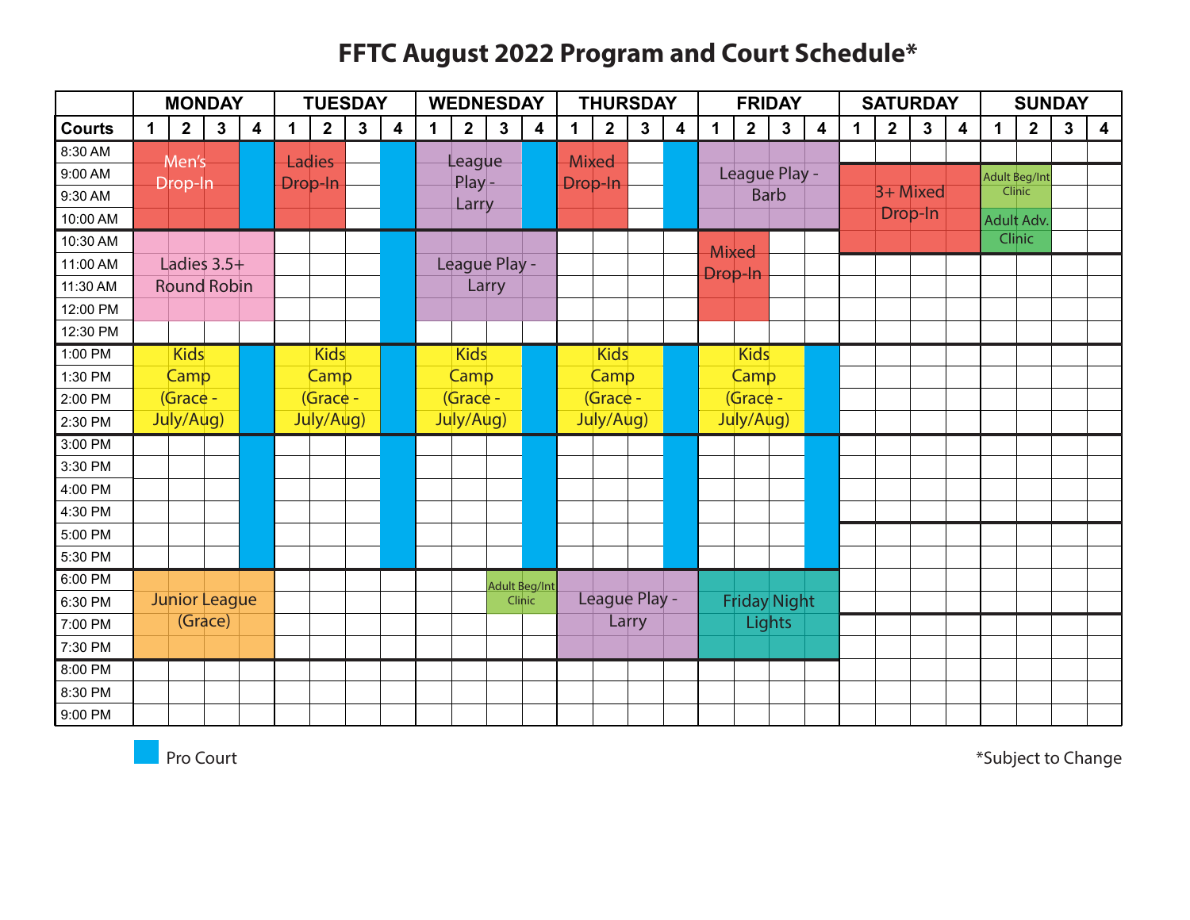# FFTC August 2022 Program and Court Schedule*

| | MONDAY | | | | TUESDAY | | | | WEDNESDAY | | | | THURSDAY | | | | FRIDAY | | | | SATURDAY | | | | SUNDAY | | | |
|---|---|---|---|---|---|---|---|---|---|---|---|---|---|---|---|---|---|---|---|---|---|---|---|---|---|---|---|---|
| **Courts** | 1 | 2 | 3 | 4 | 1 | 2 | 3 | 4 | 1 | 2 | 3 | 4 | 1 | 2 | 3 | 4 | 1 | 2 | 3 | 4 | 1 | 2 | 3 | 4 | 1 | 2 | 3 | 4 |
| 8:30 AM | Men's Drop-In | Men's Drop-In | Men's Drop-In | Pro Court | Ladies Drop-In | Ladies Drop-In | | Pro Court | League Play - Larry | League Play - Larry | League Play - Larry | Pro Court | Mixed Drop-In | Mixed Drop-In | | Pro Court | League Play - Barb | League Play - Barb | League Play - Barb | League Play - Barb | | | | | | | | |
| 9:00 AM | Men's Drop-In | Men's Drop-In | Men's Drop-In | Pro Court | Ladies Drop-In | Ladies Drop-In | | Pro Court | League Play - Larry | League Play - Larry | League Play - Larry | Pro Court | Mixed Drop-In | Mixed Drop-In | | Pro Court | League Play - Barb | League Play - Barb | League Play - Barb | League Play - Barb | 3+ Mixed Drop-In | 3+ Mixed Drop-In | 3+ Mixed Drop-In | 3+ Mixed Drop-In | Adult Beg/Int Clinic | Adult Beg/Int Clinic | | |
| 9:30 AM | Men's Drop-In | Men's Drop-In | Men's Drop-In | Pro Court | Ladies Drop-In | Ladies Drop-In | | Pro Court | League Play - Larry | League Play - Larry | League Play - Larry | Pro Court | Mixed Drop-In | Mixed Drop-In | | Pro Court | League Play - Barb | League Play - Barb | League Play - Barb | League Play - Barb | 3+ Mixed Drop-In | 3+ Mixed Drop-In | 3+ Mixed Drop-In | 3+ Mixed Drop-In | Adult Beg/Int Clinic | Adult Beg/Int Clinic | | |
| 10:00 AM | Men's Drop-In | Men's Drop-In | Men's Drop-In | Pro Court | Ladies Drop-In | Ladies Drop-In | | Pro Court | League Play - Larry | League Play - Larry | League Play - Larry | Pro Court | Mixed Drop-In | Mixed Drop-In | | Pro Court | League Play - Barb | League Play - Barb | League Play - Barb | League Play - Barb | 3+ Mixed Drop-In | 3+ Mixed Drop-In | 3+ Mixed Drop-In | 3+ Mixed Drop-In | Adult Adv. Clinic | Adult Adv. Clinic | | |
| 10:30 AM | Ladies 3.5+ Round Robin | Ladies 3.5+ Round Robin | Ladies 3.5+ Round Robin | Ladies 3.5+ Round Robin | | | | Pro Court | League Play - Larry | League Play - Larry | League Play - Larry | League Play - Larry | | | | | Mixed Drop-In | Mixed Drop-In | | | 3+ Mixed Drop-In | 3+ Mixed Drop-In | 3+ Mixed Drop-In | 3+ Mixed Drop-In | Adult Adv. Clinic | Adult Adv. Clinic | | |
| 11:00 AM | Ladies 3.5+ Round Robin | Ladies 3.5+ Round Robin | Ladies 3.5+ Round Robin | Ladies 3.5+ Round Robin | | | | Pro Court | League Play - Larry | League Play - Larry | League Play - Larry | League Play - Larry | | | | | Mixed Drop-In | Mixed Drop-In | | | | | | | | | | |
| 11:30 AM | Ladies 3.5+ Round Robin | Ladies 3.5+ Round Robin | Ladies 3.5+ Round Robin | Ladies 3.5+ Round Robin | | | | Pro Court | League Play - Larry | League Play - Larry | League Play - Larry | League Play - Larry | | | | | Mixed Drop-In | Mixed Drop-In | | | | | | | | | | |
| 12:00 PM | Ladies 3.5+ Round Robin | Ladies 3.5+ Round Robin | Ladies 3.5+ Round Robin | Ladies 3.5+ Round Robin | | | | Pro Court | League Play - Larry | League Play - Larry | League Play - Larry | League Play - Larry | | | | | Mixed Drop-In | Mixed Drop-In | | | | | | | | | | |
| 12:30 PM | | | | | | | | Pro Court | | | | | | | | | | | | | | | | | | | | |
| 1:00 PM | Kids Camp (Grace - July/Aug) | Kids Camp (Grace - July/Aug) | Kids Camp (Grace - July/Aug) | Pro Court | Kids Camp (Grace - July/Aug) | Kids Camp (Grace - July/Aug) | Kids Camp (Grace - July/Aug) | Pro Court | Kids Camp (Grace - July/Aug) | Kids Camp (Grace - July/Aug) | Kids Camp (Grace - July/Aug) | Pro Court | Kids Camp (Grace - July/Aug) | Kids Camp (Grace - July/Aug) | Kids Camp (Grace - July/Aug) | Pro Court | Kids Camp (Grace - July/Aug) | Kids Camp (Grace - July/Aug) | Kids Camp (Grace - July/Aug) | Pro Court | | | | | | | | |
| 1:30 PM | Kids Camp (Grace - July/Aug) | Kids Camp (Grace - July/Aug) | Kids Camp (Grace - July/Aug) | Pro Court | Kids Camp (Grace - July/Aug) | Kids Camp (Grace - July/Aug) | Kids Camp (Grace - July/Aug) | Pro Court | Kids Camp (Grace - July/Aug) | Kids Camp (Grace - July/Aug) | Kids Camp (Grace - July/Aug) | Pro Court | Kids Camp (Grace - July/Aug) | Kids Camp (Grace - July/Aug) | Kids Camp (Grace - July/Aug) | Pro Court | Kids Camp (Grace - July/Aug) | Kids Camp (Grace - July/Aug) | Kids Camp (Grace - July/Aug) | Pro Court | | | | | | | | |
| 2:00 PM | Kids Camp (Grace - July/Aug) | Kids Camp (Grace - July/Aug) | Kids Camp (Grace - July/Aug) | Pro Court | Kids Camp (Grace - July/Aug) | Kids Camp (Grace - July/Aug) | Kids Camp (Grace - July/Aug) | Pro Court | Kids Camp (Grace - July/Aug) | Kids Camp (Grace - July/Aug) | Kids Camp (Grace - July/Aug) | Pro Court | Kids Camp (Grace - July/Aug) | Kids Camp (Grace - July/Aug) | Kids Camp (Grace - July/Aug) | Pro Court | Kids Camp (Grace - July/Aug) | Kids Camp (Grace - July/Aug) | Kids Camp (Grace - July/Aug) | Pro Court | | | | | | | | |
| 2:30 PM | Kids Camp (Grace - July/Aug) | Kids Camp (Grace - July/Aug) | Kids Camp (Grace - July/Aug) | Pro Court | Kids Camp (Grace - July/Aug) | Kids Camp (Grace - July/Aug) | Kids Camp (Grace - July/Aug) | Pro Court | Kids Camp (Grace - July/Aug) | Kids Camp (Grace - July/Aug) | Kids Camp (Grace - July/Aug) | Pro Court | Kids Camp (Grace - July/Aug) | Kids Camp (Grace - July/Aug) | Kids Camp (Grace - July/Aug) | Pro Court | Kids Camp (Grace - July/Aug) | Kids Camp (Grace - July/Aug) | Kids Camp (Grace - July/Aug) | Pro Court | | | | | | | | |
| 3:00 PM | | | | Pro Court | | | | Pro Court | | | | Pro Court | | | | Pro Court | | | | Pro Court | | | | | | | | |
| 3:30 PM | | | | Pro Court | | | | Pro Court | | | | Pro Court | | | | Pro Court | | | | Pro Court | | | | | | | | |
| 4:00 PM | | | | Pro Court | | | | Pro Court | | | | Pro Court | | | | Pro Court | | | | Pro Court | | | | | | | | |
| 4:30 PM | | | | Pro Court | | | | Pro Court | | | | Pro Court | | | | Pro Court | | | | Pro Court | | | | | | | | |
| 5:00 PM | | | | Pro Court | | | | Pro Court | | | | Pro Court | | | | Pro Court | | | | Pro Court | | | | | | | | |
| 5:30 PM | | | | Pro Court | | | | Pro Court | | | | Pro Court | | | | Pro Court | | | | Pro Court | | | | | | | | |
| 6:00 PM | Junior League (Grace) | Junior League (Grace) | Junior League (Grace) | Junior League (Grace) | | | | | | | Adult Beg/Int Clinic | | League Play - Larry | League Play - Larry | League Play - Larry | League Play - Larry | Friday Night Lights | Friday Night Lights | Friday Night Lights | Friday Night Lights | | | | | | | | |
| 6:30 PM | Junior League (Grace) | Junior League (Grace) | Junior League (Grace) | Junior League (Grace) | | | | | | | Adult Beg/Int Clinic | | League Play - Larry | League Play - Larry | League Play - Larry | League Play - Larry | Friday Night Lights | Friday Night Lights | Friday Night Lights | Friday Night Lights | | | | | | | | |
| 7:00 PM | Junior League (Grace) | Junior League (Grace) | Junior League (Grace) | Junior League (Grace) | | | | | | | | | League Play - Larry | League Play - Larry | League Play - Larry | League Play - Larry | Friday Night Lights | Friday Night Lights | Friday Night Lights | Friday Night Lights | | | | | | | | |
| 7:30 PM | Junior League (Grace) | Junior League (Grace) | Junior League (Grace) | Junior League (Grace) | | | | | | | | | League Play - Larry | League Play - Larry | League Play - Larry | League Play - Larry | Friday Night Lights | Friday Night Lights | Friday Night Lights | Friday Night Lights | | | | | | | | |
| 8:00 PM | | | | | | | | | | | | | | | | | | | | | | | | | | | | |
| 8:30 PM | | | | | | | | | | | | | | | | | | | | | | | | | | | | |
| 9:00 PM | | | | | | | | | | | | | | | | | | | | | | | | | | | | |

Pro Court

*Subject to Change